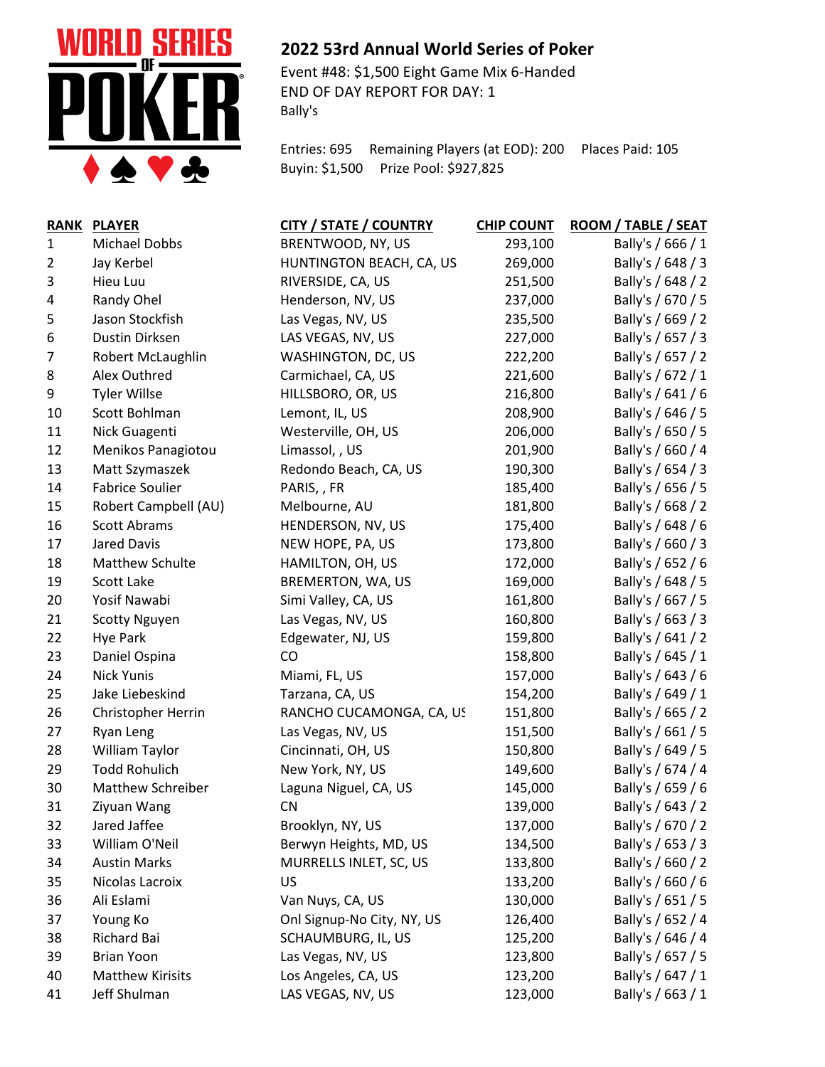## 2022 53rd Annual World Series of Poker

Event #48: $1,500 Eight Game Mix 6-Handed
END OF DAY REPORT FOR DAY: 1
Bally's

Entries: 695 Remaining Players (at EOD): 200 Places Paid: 105
Buyin: $1,500 Prize Pool: $927,825

| RANK | PLAYER | CITY / STATE / COUNTRY | CHIP COUNT | ROOM / TABLE / SEAT |
|---|---|---|---|---|
| 1 | Michael Dobbs | BRENTWOOD, NY, US | 293,100 | Bally's / 666 / 1 |
| 2 | Jay Kerbel | HUNTINGTON BEACH, CA, US | 269,000 | Bally's / 648 / 3 |
| 3 | Hieu Luu | RIVERSIDE, CA, US | 251,500 | Bally's / 648 / 2 |
| 4 | Randy Ohel | Henderson, NV, US | 237,000 | Bally's / 670 / 5 |
| 5 | Jason Stockfish | Las Vegas, NV, US | 235,500 | Bally's / 669 / 2 |
| 6 | Dustin Dirksen | LAS VEGAS, NV, US | 227,000 | Bally's / 657 / 3 |
| 7 | Robert McLaughlin | WASHINGTON, DC, US | 222,200 | Bally's / 657 / 2 |
| 8 | Alex Outhred | Carmichael, CA, US | 221,600 | Bally's / 672 / 1 |
| 9 | Tyler Willse | HILLSBORO, OR, US | 216,800 | Bally's / 641 / 6 |
| 10 | Scott Bohlman | Lemont, IL, US | 208,900 | Bally's / 646 / 5 |
| 11 | Nick Guagenti | Westerville, OH, US | 206,000 | Bally's / 650 / 5 |
| 12 | Menikos Panagiotou | Limassol, , US | 201,900 | Bally's / 660 / 4 |
| 13 | Matt Szymaszek | Redondo Beach, CA, US | 190,300 | Bally's / 654 / 3 |
| 14 | Fabrice Soulier | PARIS, , FR | 185,400 | Bally's / 656 / 5 |
| 15 | Robert Campbell (AU) | Melbourne, AU | 181,800 | Bally's / 668 / 2 |
| 16 | Scott Abrams | HENDERSON, NV, US | 175,400 | Bally's / 648 / 6 |
| 17 | Jared Davis | NEW HOPE, PA, US | 173,800 | Bally's / 660 / 3 |
| 18 | Matthew Schulte | HAMILTON, OH, US | 172,000 | Bally's / 652 / 6 |
| 19 | Scott Lake | BREMERTON, WA, US | 169,000 | Bally's / 648 / 5 |
| 20 | Yosif Nawabi | Simi Valley, CA, US | 161,800 | Bally's / 667 / 5 |
| 21 | Scotty Nguyen | Las Vegas, NV, US | 160,800 | Bally's / 663 / 3 |
| 22 | Hye Park | Edgewater, NJ, US | 159,800 | Bally's / 641 / 2 |
| 23 | Daniel Ospina | CO | 158,800 | Bally's / 645 / 1 |
| 24 | Nick Yunis | Miami, FL, US | 157,000 | Bally's / 643 / 6 |
| 25 | Jake Liebeskind | Tarzana, CA, US | 154,200 | Bally's / 649 / 1 |
| 26 | Christopher Herrin | RANCHO CUCAMONGA, CA, US | 151,800 | Bally's / 665 / 2 |
| 27 | Ryan Leng | Las Vegas, NV, US | 151,500 | Bally's / 661 / 5 |
| 28 | William Taylor | Cincinnati, OH, US | 150,800 | Bally's / 649 / 5 |
| 29 | Todd Rohulich | New York, NY, US | 149,600 | Bally's / 674 / 4 |
| 30 | Matthew Schreiber | Laguna Niguel, CA, US | 145,000 | Bally's / 659 / 6 |
| 31 | Ziyuan Wang | CN | 139,000 | Bally's / 643 / 2 |
| 32 | Jared Jaffee | Brooklyn, NY, US | 137,000 | Bally's / 670 / 2 |
| 33 | William O'Neil | Berwyn Heights, MD, US | 134,500 | Bally's / 653 / 3 |
| 34 | Austin Marks | MURRELLS INLET, SC, US | 133,800 | Bally's / 660 / 2 |
| 35 | Nicolas Lacroix | US | 133,200 | Bally's / 660 / 6 |
| 36 | Ali Eslami | Van Nuys, CA, US | 130,000 | Bally's / 651 / 5 |
| 37 | Young Ko | Onl Signup-No City, NY, US | 126,400 | Bally's / 652 / 4 |
| 38 | Richard Bai | SCHAUMBURG, IL, US | 125,200 | Bally's / 646 / 4 |
| 39 | Brian Yoon | Las Vegas, NV, US | 123,800 | Bally's / 657 / 5 |
| 40 | Matthew Kirisits | Los Angeles, CA, US | 123,200 | Bally's / 647 / 1 |
| 41 | Jeff Shulman | LAS VEGAS, NV, US | 123,000 | Bally's / 663 / 1 |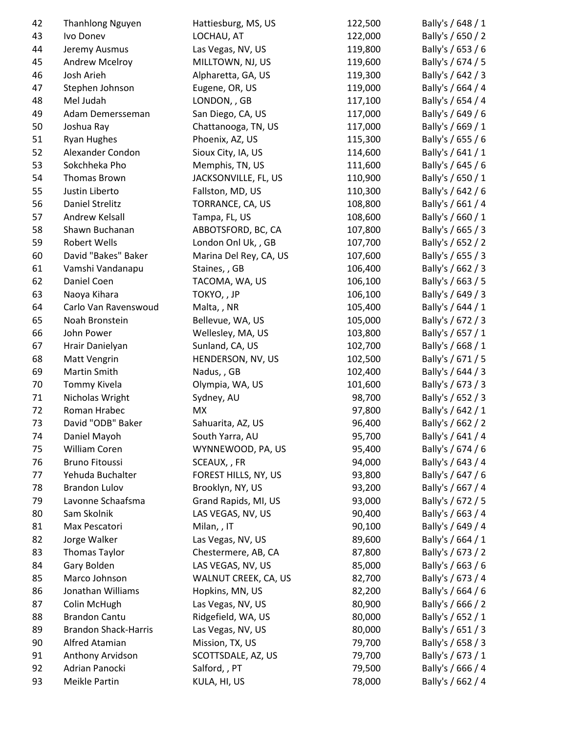| | | | | |
|---|---|---|---|---|
| 42 | Thanhlong Nguyen | Hattiesburg, MS, US | 122,500 | Bally's / 648 / 1 |
| 43 | Ivo Donev | LOCHAU, AT | 122,000 | Bally's / 650 / 2 |
| 44 | Jeremy Ausmus | Las Vegas, NV, US | 119,800 | Bally's / 653 / 6 |
| 45 | Andrew Mcelroy | MILLTOWN, NJ, US | 119,600 | Bally's / 674 / 5 |
| 46 | Josh Arieh | Alpharetta, GA, US | 119,300 | Bally's / 642 / 3 |
| 47 | Stephen Johnson | Eugene, OR, US | 119,000 | Bally's / 664 / 4 |
| 48 | Mel Judah | LONDON, , GB | 117,100 | Bally's / 654 / 4 |
| 49 | Adam Demersseman | San Diego, CA, US | 117,000 | Bally's / 649 / 6 |
| 50 | Joshua Ray | Chattanooga, TN, US | 117,000 | Bally's / 669 / 1 |
| 51 | Ryan Hughes | Phoenix, AZ, US | 115,300 | Bally's / 655 / 6 |
| 52 | Alexander Condon | Sioux City, IA, US | 114,600 | Bally's / 641 / 1 |
| 53 | Sokchheka Pho | Memphis, TN, US | 111,600 | Bally's / 645 / 6 |
| 54 | Thomas Brown | JACKSONVILLE, FL, US | 110,900 | Bally's / 650 / 1 |
| 55 | Justin Liberto | Fallston, MD, US | 110,300 | Bally's / 642 / 6 |
| 56 | Daniel Strelitz | TORRANCE, CA, US | 108,800 | Bally's / 661 / 4 |
| 57 | Andrew Kelsall | Tampa, FL, US | 108,600 | Bally's / 660 / 1 |
| 58 | Shawn Buchanan | ABBOTSFORD, BC, CA | 107,800 | Bally's / 665 / 3 |
| 59 | Robert Wells | London Onl Uk, , GB | 107,700 | Bally's / 652 / 2 |
| 60 | David "Bakes" Baker | Marina Del Rey, CA, US | 107,600 | Bally's / 655 / 3 |
| 61 | Vamshi Vandanapu | Staines, , GB | 106,400 | Bally's / 662 / 3 |
| 62 | Daniel Coen | TACOMA, WA, US | 106,100 | Bally's / 663 / 5 |
| 63 | Naoya Kihara | TOKYO, , JP | 106,100 | Bally's / 649 / 3 |
| 64 | Carlo Van Ravenswoud | Malta, , NR | 105,400 | Bally's / 644 / 1 |
| 65 | Noah Bronstein | Bellevue, WA, US | 105,000 | Bally's / 672 / 3 |
| 66 | John Power | Wellesley, MA, US | 103,800 | Bally's / 657 / 1 |
| 67 | Hrair Danielyan | Sunland, CA, US | 102,700 | Bally's / 668 / 1 |
| 68 | Matt Vengrin | HENDERSON, NV, US | 102,500 | Bally's / 671 / 5 |
| 69 | Martin Smith | Nadus, , GB | 102,400 | Bally's / 644 / 3 |
| 70 | Tommy Kivela | Olympia, WA, US | 101,600 | Bally's / 673 / 3 |
| 71 | Nicholas Wright | Sydney, AU | 98,700 | Bally's / 652 / 3 |
| 72 | Roman Hrabec | MX | 97,800 | Bally's / 642 / 1 |
| 73 | David "ODB" Baker | Sahuarita, AZ, US | 96,400 | Bally's / 662 / 2 |
| 74 | Daniel Mayoh | South Yarra, AU | 95,700 | Bally's / 641 / 4 |
| 75 | William Coren | WYNNEWOOD, PA, US | 95,400 | Bally's / 674 / 6 |
| 76 | Bruno Fitoussi | SCEAUX, , FR | 94,000 | Bally's / 643 / 4 |
| 77 | Yehuda Buchalter | FOREST HILLS, NY, US | 93,800 | Bally's / 647 / 6 |
| 78 | Brandon Lulov | Brooklyn, NY, US | 93,200 | Bally's / 667 / 4 |
| 79 | Lavonne Schaafsma | Grand Rapids, MI, US | 93,000 | Bally's / 672 / 5 |
| 80 | Sam Skolnik | LAS VEGAS, NV, US | 90,400 | Bally's / 663 / 4 |
| 81 | Max Pescatori | Milan, , IT | 90,100 | Bally's / 649 / 4 |
| 82 | Jorge Walker | Las Vegas, NV, US | 89,600 | Bally's / 664 / 1 |
| 83 | Thomas Taylor | Chestermere, AB, CA | 87,800 | Bally's / 673 / 2 |
| 84 | Gary Bolden | LAS VEGAS, NV, US | 85,000 | Bally's / 663 / 6 |
| 85 | Marco Johnson | WALNUT CREEK, CA, US | 82,700 | Bally's / 673 / 4 |
| 86 | Jonathan Williams | Hopkins, MN, US | 82,200 | Bally's / 664 / 6 |
| 87 | Colin McHugh | Las Vegas, NV, US | 80,900 | Bally's / 666 / 2 |
| 88 | Brandon Cantu | Ridgefield, WA, US | 80,000 | Bally's / 652 / 1 |
| 89 | Brandon Shack-Harris | Las Vegas, NV, US | 80,000 | Bally's / 651 / 3 |
| 90 | Alfred Atamian | Mission, TX, US | 79,700 | Bally's / 658 / 3 |
| 91 | Anthony Arvidson | SCOTTSDALE, AZ, US | 79,700 | Bally's / 673 / 1 |
| 92 | Adrian Panocki | Salford, , PT | 79,500 | Bally's / 666 / 4 |
| 93 | Meikle Partin | KULA, HI, US | 78,000 | Bally's / 662 / 4 |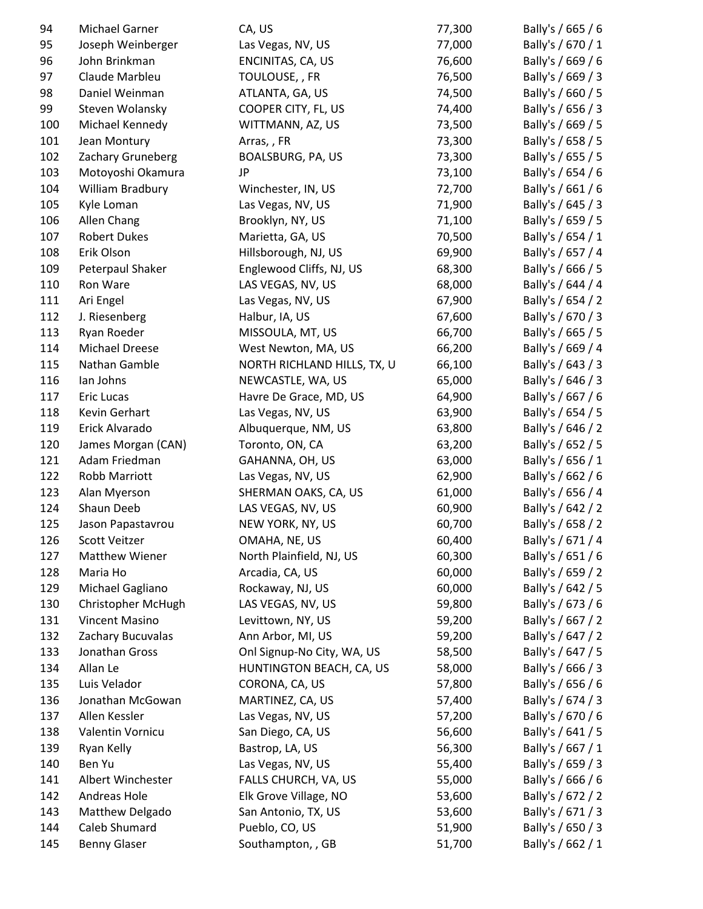| | | | | |
|---|---|---|---|---|
| 94 | Michael Garner | CA, US | 77,300 | Bally's / 665 / 6 |
| 95 | Joseph Weinberger | Las Vegas, NV, US | 77,000 | Bally's / 670 / 1 |
| 96 | John Brinkman | ENCINITAS, CA, US | 76,600 | Bally's / 669 / 6 |
| 97 | Claude Marbleu | TOULOUSE, , FR | 76,500 | Bally's / 669 / 3 |
| 98 | Daniel Weinman | ATLANTA, GA, US | 74,500 | Bally's / 660 / 5 |
| 99 | Steven Wolansky | COOPER CITY, FL, US | 74,400 | Bally's / 656 / 3 |
| 100 | Michael Kennedy | WITTMANN, AZ, US | 73,500 | Bally's / 669 / 5 |
| 101 | Jean Montury | Arras, , FR | 73,300 | Bally's / 658 / 5 |
| 102 | Zachary Gruneberg | BOALSBURG, PA, US | 73,300 | Bally's / 655 / 5 |
| 103 | Motoyoshi Okamura | JP | 73,100 | Bally's / 654 / 6 |
| 104 | William Bradbury | Winchester, IN, US | 72,700 | Bally's / 661 / 6 |
| 105 | Kyle Loman | Las Vegas, NV, US | 71,900 | Bally's / 645 / 3 |
| 106 | Allen Chang | Brooklyn, NY, US | 71,100 | Bally's / 659 / 5 |
| 107 | Robert Dukes | Marietta, GA, US | 70,500 | Bally's / 654 / 1 |
| 108 | Erik Olson | Hillsborough, NJ, US | 69,900 | Bally's / 657 / 4 |
| 109 | Peterpaul Shaker | Englewood Cliffs, NJ, US | 68,300 | Bally's / 666 / 5 |
| 110 | Ron Ware | LAS VEGAS, NV, US | 68,000 | Bally's / 644 / 4 |
| 111 | Ari Engel | Las Vegas, NV, US | 67,900 | Bally's / 654 / 2 |
| 112 | J. Riesenberg | Halbur, IA, US | 67,600 | Bally's / 670 / 3 |
| 113 | Ryan Roeder | MISSOULA, MT, US | 66,700 | Bally's / 665 / 5 |
| 114 | Michael Dreese | West Newton, MA, US | 66,200 | Bally's / 669 / 4 |
| 115 | Nathan Gamble | NORTH RICHLAND HILLS, TX, U | 66,100 | Bally's / 643 / 3 |
| 116 | Ian Johns | NEWCASTLE, WA, US | 65,000 | Bally's / 646 / 3 |
| 117 | Eric Lucas | Havre De Grace, MD, US | 64,900 | Bally's / 667 / 6 |
| 118 | Kevin Gerhart | Las Vegas, NV, US | 63,900 | Bally's / 654 / 5 |
| 119 | Erick Alvarado | Albuquerque, NM, US | 63,800 | Bally's / 646 / 2 |
| 120 | James Morgan (CAN) | Toronto, ON, CA | 63,200 | Bally's / 652 / 5 |
| 121 | Adam Friedman | GAHANNA, OH, US | 63,000 | Bally's / 656 / 1 |
| 122 | Robb Marriott | Las Vegas, NV, US | 62,900 | Bally's / 662 / 6 |
| 123 | Alan Myerson | SHERMAN OAKS, CA, US | 61,000 | Bally's / 656 / 4 |
| 124 | Shaun Deeb | LAS VEGAS, NV, US | 60,900 | Bally's / 642 / 2 |
| 125 | Jason Papastavrou | NEW YORK, NY, US | 60,700 | Bally's / 658 / 2 |
| 126 | Scott Veitzer | OMAHA, NE, US | 60,400 | Bally's / 671 / 4 |
| 127 | Matthew Wiener | North Plainfield, NJ, US | 60,300 | Bally's / 651 / 6 |
| 128 | Maria Ho | Arcadia, CA, US | 60,000 | Bally's / 659 / 2 |
| 129 | Michael Gagliano | Rockaway, NJ, US | 60,000 | Bally's / 642 / 5 |
| 130 | Christopher McHugh | LAS VEGAS, NV, US | 59,800 | Bally's / 673 / 6 |
| 131 | Vincent Masino | Levittown, NY, US | 59,200 | Bally's / 667 / 2 |
| 132 | Zachary Bucuvalas | Ann Arbor, MI, US | 59,200 | Bally's / 647 / 2 |
| 133 | Jonathan Gross | Onl Signup-No City, WA, US | 58,500 | Bally's / 647 / 5 |
| 134 | Allan Le | HUNTINGTON BEACH, CA, US | 58,000 | Bally's / 666 / 3 |
| 135 | Luis Velador | CORONA, CA, US | 57,800 | Bally's / 656 / 6 |
| 136 | Jonathan McGowan | MARTINEZ, CA, US | 57,400 | Bally's / 674 / 3 |
| 137 | Allen Kessler | Las Vegas, NV, US | 57,200 | Bally's / 670 / 6 |
| 138 | Valentin Vornicu | San Diego, CA, US | 56,600 | Bally's / 641 / 5 |
| 139 | Ryan Kelly | Bastrop, LA, US | 56,300 | Bally's / 667 / 1 |
| 140 | Ben Yu | Las Vegas, NV, US | 55,400 | Bally's / 659 / 3 |
| 141 | Albert Winchester | FALLS CHURCH, VA, US | 55,000 | Bally's / 666 / 6 |
| 142 | Andreas Hole | Elk Grove Village, NO | 53,600 | Bally's / 672 / 2 |
| 143 | Matthew Delgado | San Antonio, TX, US | 53,600 | Bally's / 671 / 3 |
| 144 | Caleb Shumard | Pueblo, CO, US | 51,900 | Bally's / 650 / 3 |
| 145 | Benny Glaser | Southampton, , GB | 51,700 | Bally's / 662 / 1 |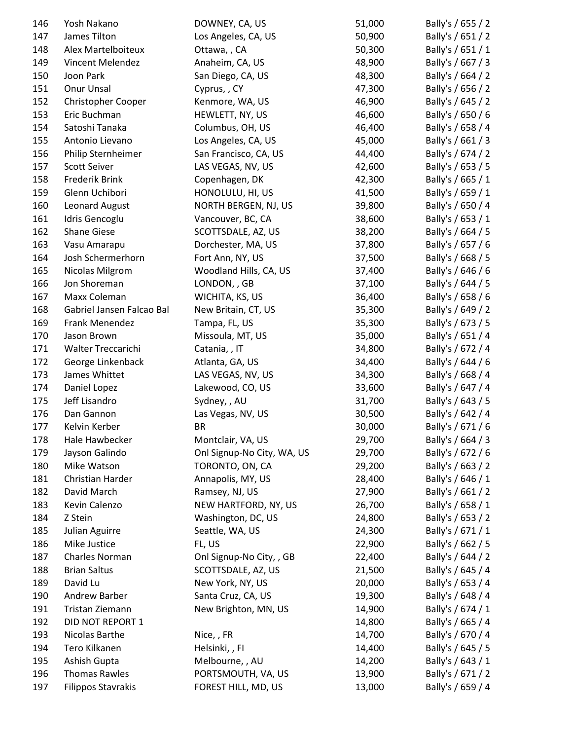| | | | | |
|---|---|---|---|---|
| 146 | Yosh Nakano | DOWNEY, CA, US | 51,000 | Bally's / 655 / 2 |
| 147 | James Tilton | Los Angeles, CA, US | 50,900 | Bally's / 651 / 2 |
| 148 | Alex Martelboiteux | Ottawa, , CA | 50,300 | Bally's / 651 / 1 |
| 149 | Vincent Melendez | Anaheim, CA, US | 48,900 | Bally's / 667 / 3 |
| 150 | Joon Park | San Diego, CA, US | 48,300 | Bally's / 664 / 2 |
| 151 | Onur Unsal | Cyprus, , CY | 47,300 | Bally's / 656 / 2 |
| 152 | Christopher Cooper | Kenmore, WA, US | 46,900 | Bally's / 645 / 2 |
| 153 | Eric Buchman | HEWLETT, NY, US | 46,600 | Bally's / 650 / 6 |
| 154 | Satoshi Tanaka | Columbus, OH, US | 46,400 | Bally's / 658 / 4 |
| 155 | Antonio Lievano | Los Angeles, CA, US | 45,000 | Bally's / 661 / 3 |
| 156 | Philip Sternheimer | San Francisco, CA, US | 44,400 | Bally's / 674 / 2 |
| 157 | Scott Seiver | LAS VEGAS, NV, US | 42,600 | Bally's / 653 / 5 |
| 158 | Frederik Brink | Copenhagen, DK | 42,300 | Bally's / 665 / 1 |
| 159 | Glenn Uchibori | HONOLULU, HI, US | 41,500 | Bally's / 659 / 1 |
| 160 | Leonard August | NORTH BERGEN, NJ, US | 39,800 | Bally's / 650 / 4 |
| 161 | Idris Gencoglu | Vancouver, BC, CA | 38,600 | Bally's / 653 / 1 |
| 162 | Shane Giese | SCOTTSDALE, AZ, US | 38,200 | Bally's / 664 / 5 |
| 163 | Vasu Amarapu | Dorchester, MA, US | 37,800 | Bally's / 657 / 6 |
| 164 | Josh Schermerhorn | Fort Ann, NY, US | 37,500 | Bally's / 668 / 5 |
| 165 | Nicolas Milgrom | Woodland Hills, CA, US | 37,400 | Bally's / 646 / 6 |
| 166 | Jon Shoreman | LONDON, , GB | 37,100 | Bally's / 644 / 5 |
| 167 | Maxx Coleman | WICHITA, KS, US | 36,400 | Bally's / 658 / 6 |
| 168 | Gabriel Jansen Falcao Bal | New Britain, CT, US | 35,300 | Bally's / 649 / 2 |
| 169 | Frank Menendez | Tampa, FL, US | 35,300 | Bally's / 673 / 5 |
| 170 | Jason Brown | Missoula, MT, US | 35,000 | Bally's / 651 / 4 |
| 171 | Walter Treccarichi | Catania, , IT | 34,800 | Bally's / 672 / 4 |
| 172 | George Linkenback | Atlanta, GA, US | 34,400 | Bally's / 644 / 6 |
| 173 | James Whittet | LAS VEGAS, NV, US | 34,300 | Bally's / 668 / 4 |
| 174 | Daniel Lopez | Lakewood, CO, US | 33,600 | Bally's / 647 / 4 |
| 175 | Jeff Lisandro | Sydney, , AU | 31,700 | Bally's / 643 / 5 |
| 176 | Dan Gannon | Las Vegas, NV, US | 30,500 | Bally's / 642 / 4 |
| 177 | Kelvin Kerber | BR | 30,000 | Bally's / 671 / 6 |
| 178 | Hale Hawbecker | Montclair, VA, US | 29,700 | Bally's / 664 / 3 |
| 179 | Jayson Galindo | Onl Signup-No City, WA, US | 29,700 | Bally's / 672 / 6 |
| 180 | Mike Watson | TORONTO, ON, CA | 29,200 | Bally's / 663 / 2 |
| 181 | Christian Harder | Annapolis, MY, US | 28,400 | Bally's / 646 / 1 |
| 182 | David March | Ramsey, NJ, US | 27,900 | Bally's / 661 / 2 |
| 183 | Kevin Calenzo | NEW HARTFORD, NY, US | 26,700 | Bally's / 658 / 1 |
| 184 | Z Stein | Washington, DC, US | 24,800 | Bally's / 653 / 2 |
| 185 | Julian Aguirre | Seattle, WA, US | 24,300 | Bally's / 671 / 1 |
| 186 | Mike Justice | FL, US | 22,900 | Bally's / 662 / 5 |
| 187 | Charles Norman | Onl Signup-No City, , GB | 22,400 | Bally's / 644 / 2 |
| 188 | Brian Saltus | SCOTTSDALE, AZ, US | 21,500 | Bally's / 645 / 4 |
| 189 | David Lu | New York, NY, US | 20,000 | Bally's / 653 / 4 |
| 190 | Andrew Barber | Santa Cruz, CA, US | 19,300 | Bally's / 648 / 4 |
| 191 | Tristan Ziemann | New Brighton, MN, US | 14,900 | Bally's / 674 / 1 |
| 192 | DID NOT REPORT 1 | | 14,800 | Bally's / 665 / 4 |
| 193 | Nicolas Barthe | Nice, , FR | 14,700 | Bally's / 670 / 4 |
| 194 | Tero Kilkanen | Helsinki, , FI | 14,400 | Bally's / 645 / 5 |
| 195 | Ashish Gupta | Melbourne, , AU | 14,200 | Bally's / 643 / 1 |
| 196 | Thomas Rawles | PORTSMOUTH, VA, US | 13,900 | Bally's / 671 / 2 |
| 197 | Filippos Stavrakis | FOREST HILL, MD, US | 13,000 | Bally's / 659 / 4 |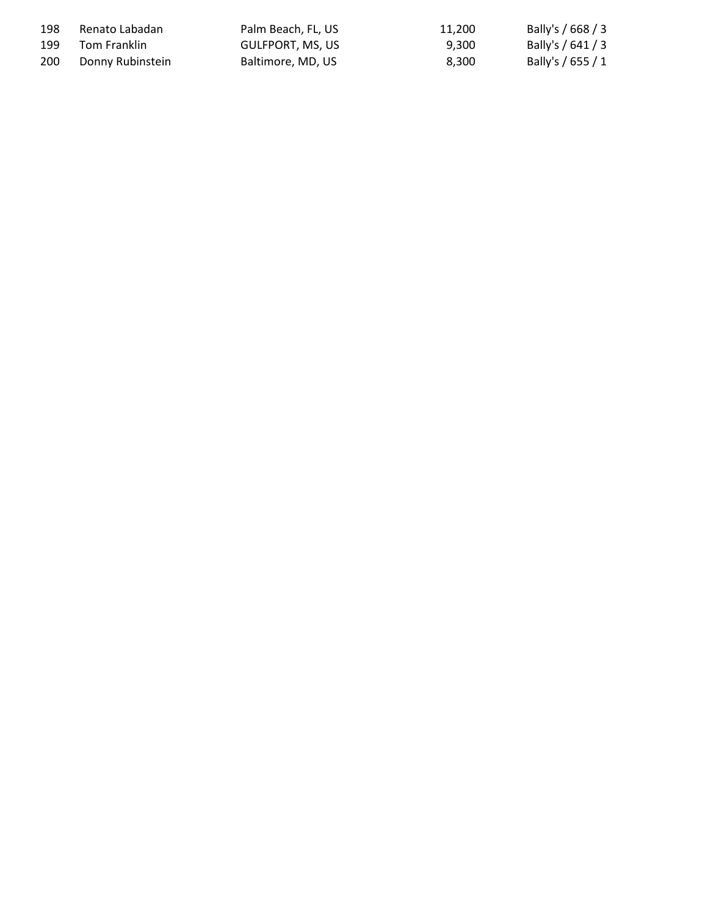| | | | | |
|---|---|---|---|---|
| 198 | Renato Labadan | Palm Beach, FL, US | 11,200 | Bally's / 668 / 3 |
| 199 | Tom Franklin | GULFPORT, MS, US | 9,300 | Bally's / 641 / 3 |
| 200 | Donny Rubinstein | Baltimore, MD, US | 8,300 | Bally's / 655 / 1 |